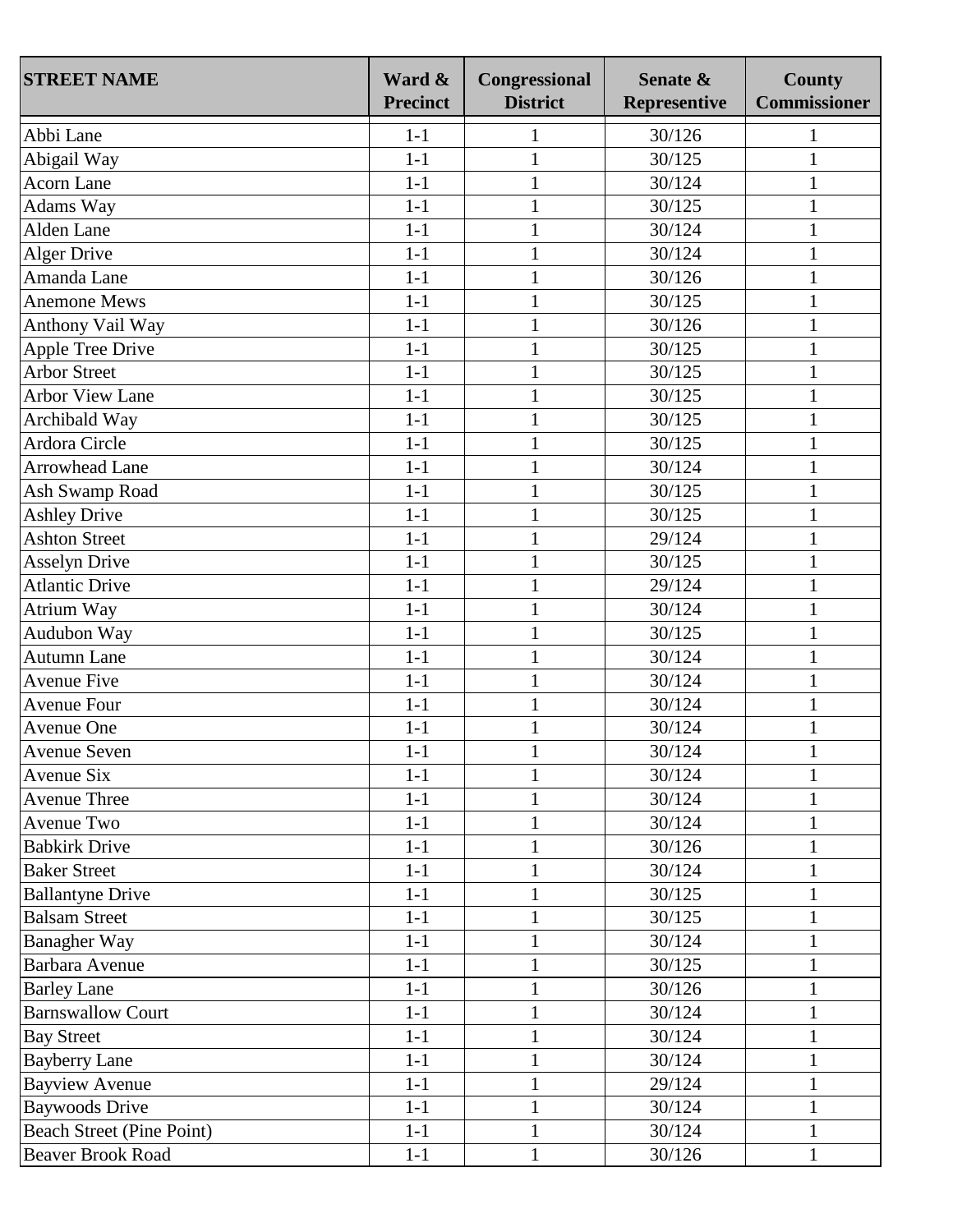| STREET NAME | Ward & Precinct | Congressional District | Senate & Representive | County Commissioner |
|---|---|---|---|---|
| Abbi Lane | 1-1 | 1 | 30/126 | 1 |
| Abigail Way | 1-1 | 1 | 30/125 | 1 |
| Acorn Lane | 1-1 | 1 | 30/124 | 1 |
| Adams Way | 1-1 | 1 | 30/125 | 1 |
| Alden Lane | 1-1 | 1 | 30/124 | 1 |
| Alger Drive | 1-1 | 1 | 30/124 | 1 |
| Amanda Lane | 1-1 | 1 | 30/126 | 1 |
| Anemone Mews | 1-1 | 1 | 30/125 | 1 |
| Anthony Vail Way | 1-1 | 1 | 30/126 | 1 |
| Apple Tree Drive | 1-1 | 1 | 30/125 | 1 |
| Arbor Street | 1-1 | 1 | 30/125 | 1 |
| Arbor View Lane | 1-1 | 1 | 30/125 | 1 |
| Archibald Way | 1-1 | 1 | 30/125 | 1 |
| Ardora Circle | 1-1 | 1 | 30/125 | 1 |
| Arrowhead Lane | 1-1 | 1 | 30/124 | 1 |
| Ash Swamp Road | 1-1 | 1 | 30/125 | 1 |
| Ashley Drive | 1-1 | 1 | 30/125 | 1 |
| Ashton Street | 1-1 | 1 | 29/124 | 1 |
| Asselyn Drive | 1-1 | 1 | 30/125 | 1 |
| Atlantic Drive | 1-1 | 1 | 29/124 | 1 |
| Atrium Way | 1-1 | 1 | 30/124 | 1 |
| Audubon Way | 1-1 | 1 | 30/125 | 1 |
| Autumn Lane | 1-1 | 1 | 30/124 | 1 |
| Avenue Five | 1-1 | 1 | 30/124 | 1 |
| Avenue Four | 1-1 | 1 | 30/124 | 1 |
| Avenue One | 1-1 | 1 | 30/124 | 1 |
| Avenue Seven | 1-1 | 1 | 30/124 | 1 |
| Avenue Six | 1-1 | 1 | 30/124 | 1 |
| Avenue Three | 1-1 | 1 | 30/124 | 1 |
| Avenue Two | 1-1 | 1 | 30/124 | 1 |
| Babkirk Drive | 1-1 | 1 | 30/126 | 1 |
| Baker Street | 1-1 | 1 | 30/124 | 1 |
| Ballantyne Drive | 1-1 | 1 | 30/125 | 1 |
| Balsam Street | 1-1 | 1 | 30/125 | 1 |
| Banagher Way | 1-1 | 1 | 30/124 | 1 |
| Barbara Avenue | 1-1 | 1 | 30/125 | 1 |
| Barley Lane | 1-1 | 1 | 30/126 | 1 |
| Barnswallow Court | 1-1 | 1 | 30/124 | 1 |
| Bay Street | 1-1 | 1 | 30/124 | 1 |
| Bayberry Lane | 1-1 | 1 | 30/124 | 1 |
| Bayview Avenue | 1-1 | 1 | 29/124 | 1 |
| Baywoods Drive | 1-1 | 1 | 30/124 | 1 |
| Beach Street (Pine Point) | 1-1 | 1 | 30/124 | 1 |
| Beaver Brook Road | 1-1 | 1 | 30/126 | 1 |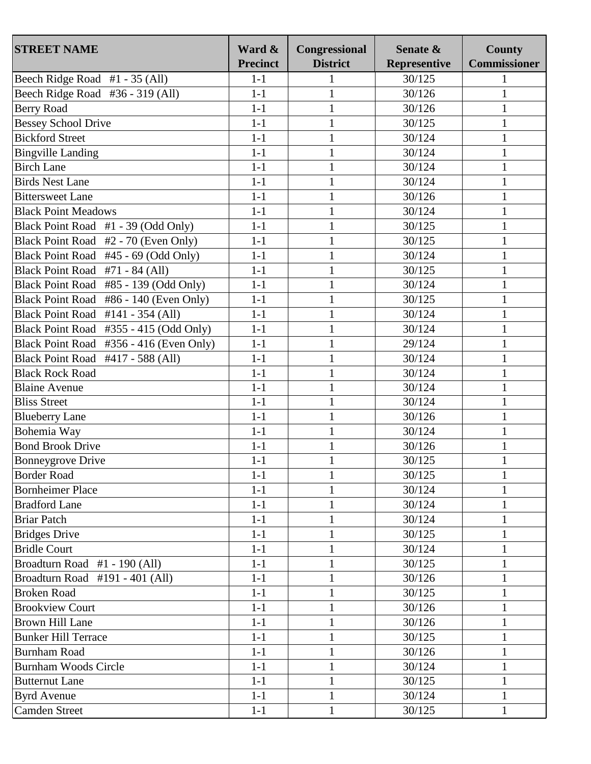| STREET NAME | Ward & Precinct | Congressional District | Senate & Representive | County Commissioner |
|---|---|---|---|---|
| Beech Ridge Road #1 - 35 (All) | 1-1 | 1 | 30/125 | 1 |
| Beech Ridge Road #36 - 319 (All) | 1-1 | 1 | 30/126 | 1 |
| Berry Road | 1-1 | 1 | 30/126 | 1 |
| Bessey School Drive | 1-1 | 1 | 30/125 | 1 |
| Bickford Street | 1-1 | 1 | 30/124 | 1 |
| Bingville Landing | 1-1 | 1 | 30/124 | 1 |
| Birch Lane | 1-1 | 1 | 30/124 | 1 |
| Birds Nest Lane | 1-1 | 1 | 30/124 | 1 |
| Bittersweet Lane | 1-1 | 1 | 30/126 | 1 |
| Black Point Meadows | 1-1 | 1 | 30/124 | 1 |
| Black Point Road #1 - 39 (Odd Only) | 1-1 | 1 | 30/125 | 1 |
| Black Point Road #2 - 70 (Even Only) | 1-1 | 1 | 30/125 | 1 |
| Black Point Road #45 - 69 (Odd Only) | 1-1 | 1 | 30/124 | 1 |
| Black Point Road #71 - 84 (All) | 1-1 | 1 | 30/125 | 1 |
| Black Point Road #85 - 139 (Odd Only) | 1-1 | 1 | 30/124 | 1 |
| Black Point Road #86 - 140 (Even Only) | 1-1 | 1 | 30/125 | 1 |
| Black Point Road #141 - 354 (All) | 1-1 | 1 | 30/124 | 1 |
| Black Point Road #355 - 415 (Odd Only) | 1-1 | 1 | 30/124 | 1 |
| Black Point Road #356 - 416 (Even Only) | 1-1 | 1 | 29/124 | 1 |
| Black Point Road #417 - 588 (All) | 1-1 | 1 | 30/124 | 1 |
| Black Rock Road | 1-1 | 1 | 30/124 | 1 |
| Blaine Avenue | 1-1 | 1 | 30/124 | 1 |
| Bliss Street | 1-1 | 1 | 30/124 | 1 |
| Blueberry Lane | 1-1 | 1 | 30/126 | 1 |
| Bohemia Way | 1-1 | 1 | 30/124 | 1 |
| Bond Brook Drive | 1-1 | 1 | 30/126 | 1 |
| Bonneygrove Drive | 1-1 | 1 | 30/125 | 1 |
| Border Road | 1-1 | 1 | 30/125 | 1 |
| Bornheimer Place | 1-1 | 1 | 30/124 | 1 |
| Bradford Lane | 1-1 | 1 | 30/124 | 1 |
| Briar Patch | 1-1 | 1 | 30/124 | 1 |
| Bridges Drive | 1-1 | 1 | 30/125 | 1 |
| Bridle Court | 1-1 | 1 | 30/124 | 1 |
| Broadturn Road #1 - 190 (All) | 1-1 | 1 | 30/125 | 1 |
| Broadturn Road #191 - 401 (All) | 1-1 | 1 | 30/126 | 1 |
| Broken Road | 1-1 | 1 | 30/125 | 1 |
| Brookview Court | 1-1 | 1 | 30/126 | 1 |
| Brown Hill Lane | 1-1 | 1 | 30/126 | 1 |
| Bunker Hill Terrace | 1-1 | 1 | 30/125 | 1 |
| Burnham Road | 1-1 | 1 | 30/126 | 1 |
| Burnham Woods Circle | 1-1 | 1 | 30/124 | 1 |
| Butternut Lane | 1-1 | 1 | 30/125 | 1 |
| Byrd Avenue | 1-1 | 1 | 30/124 | 1 |
| Camden Street | 1-1 | 1 | 30/125 | 1 |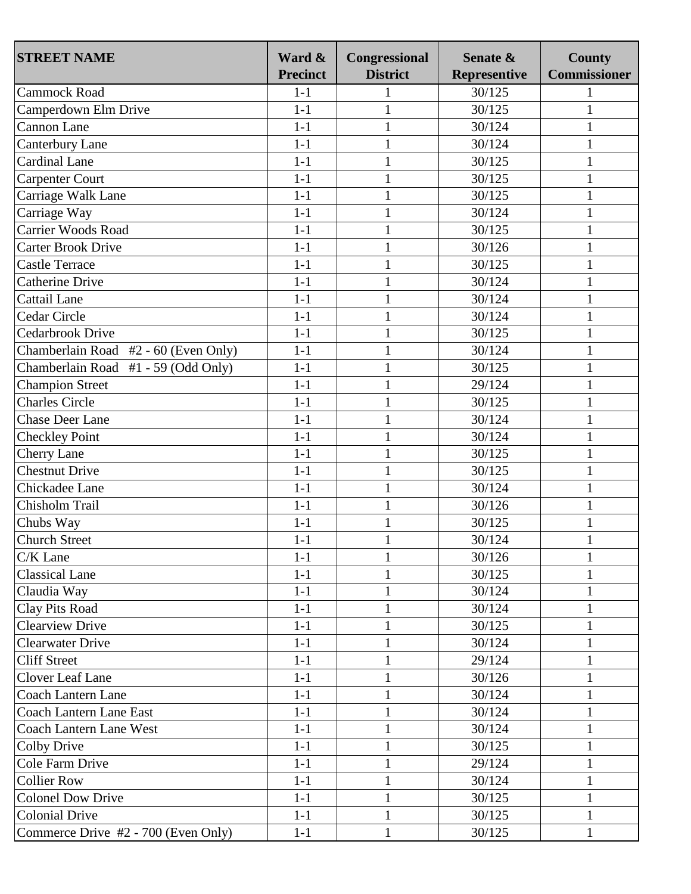| STREET NAME | Ward & Precinct | Congressional District | Senate & Representive | County Commissioner |
|---|---|---|---|---|
| Cammock Road | 1-1 | 1 | 30/125 | 1 |
| Camperdown Elm Drive | 1-1 | 1 | 30/125 | 1 |
| Cannon Lane | 1-1 | 1 | 30/124 | 1 |
| Canterbury Lane | 1-1 | 1 | 30/124 | 1 |
| Cardinal Lane | 1-1 | 1 | 30/125 | 1 |
| Carpenter Court | 1-1 | 1 | 30/125 | 1 |
| Carriage Walk Lane | 1-1 | 1 | 30/125 | 1 |
| Carriage Way | 1-1 | 1 | 30/124 | 1 |
| Carrier Woods Road | 1-1 | 1 | 30/125 | 1 |
| Carter Brook Drive | 1-1 | 1 | 30/126 | 1 |
| Castle Terrace | 1-1 | 1 | 30/125 | 1 |
| Catherine Drive | 1-1 | 1 | 30/124 | 1 |
| Cattail Lane | 1-1 | 1 | 30/124 | 1 |
| Cedar Circle | 1-1 | 1 | 30/124 | 1 |
| Cedarbrook Drive | 1-1 | 1 | 30/125 | 1 |
| Chamberlain Road #2 - 60 (Even Only) | 1-1 | 1 | 30/124 | 1 |
| Chamberlain Road #1 - 59 (Odd Only) | 1-1 | 1 | 30/125 | 1 |
| Champion Street | 1-1 | 1 | 29/124 | 1 |
| Charles Circle | 1-1 | 1 | 30/125 | 1 |
| Chase Deer Lane | 1-1 | 1 | 30/124 | 1 |
| Checkley Point | 1-1 | 1 | 30/124 | 1 |
| Cherry Lane | 1-1 | 1 | 30/125 | 1 |
| Chestnut Drive | 1-1 | 1 | 30/125 | 1 |
| Chickadee Lane | 1-1 | 1 | 30/124 | 1 |
| Chisholm Trail | 1-1 | 1 | 30/126 | 1 |
| Chubs Way | 1-1 | 1 | 30/125 | 1 |
| Church Street | 1-1 | 1 | 30/124 | 1 |
| C/K Lane | 1-1 | 1 | 30/126 | 1 |
| Classical Lane | 1-1 | 1 | 30/125 | 1 |
| Claudia Way | 1-1 | 1 | 30/124 | 1 |
| Clay Pits Road | 1-1 | 1 | 30/124 | 1 |
| Clearview Drive | 1-1 | 1 | 30/125 | 1 |
| Clearwater Drive | 1-1 | 1 | 30/124 | 1 |
| Cliff Street | 1-1 | 1 | 29/124 | 1 |
| Clover Leaf Lane | 1-1 | 1 | 30/126 | 1 |
| Coach Lantern Lane | 1-1 | 1 | 30/124 | 1 |
| Coach Lantern Lane East | 1-1 | 1 | 30/124 | 1 |
| Coach Lantern Lane West | 1-1 | 1 | 30/124 | 1 |
| Colby Drive | 1-1 | 1 | 30/125 | 1 |
| Cole Farm Drive | 1-1 | 1 | 29/124 | 1 |
| Collier Row | 1-1 | 1 | 30/124 | 1 |
| Colonel Dow Drive | 1-1 | 1 | 30/125 | 1 |
| Colonial Drive | 1-1 | 1 | 30/125 | 1 |
| Commerce Drive #2 - 700 (Even Only) | 1-1 | 1 | 30/125 | 1 |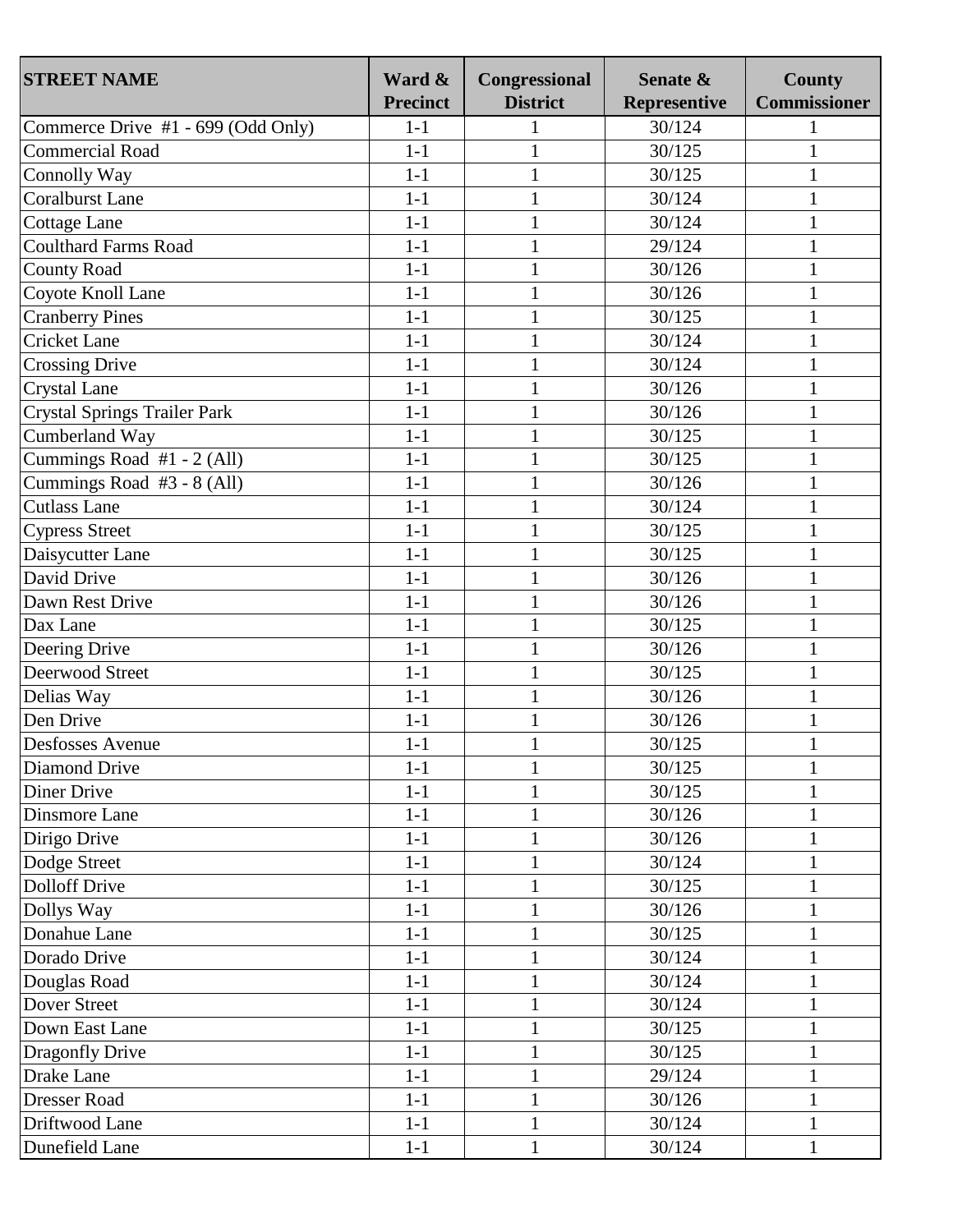| STREET NAME | Ward & Precinct | Congressional District | Senate & Representive | County Commissioner |
|---|---|---|---|---|
| Commerce Drive #1 - 699 (Odd Only) | 1-1 | 1 | 30/124 | 1 |
| Commercial Road | 1-1 | 1 | 30/125 | 1 |
| Connolly Way | 1-1 | 1 | 30/125 | 1 |
| Coralburst Lane | 1-1 | 1 | 30/124 | 1 |
| Cottage Lane | 1-1 | 1 | 30/124 | 1 |
| Coulthard Farms Road | 1-1 | 1 | 29/124 | 1 |
| County Road | 1-1 | 1 | 30/126 | 1 |
| Coyote Knoll Lane | 1-1 | 1 | 30/126 | 1 |
| Cranberry Pines | 1-1 | 1 | 30/125 | 1 |
| Cricket Lane | 1-1 | 1 | 30/124 | 1 |
| Crossing Drive | 1-1 | 1 | 30/124 | 1 |
| Crystal Lane | 1-1 | 1 | 30/126 | 1 |
| Crystal Springs Trailer Park | 1-1 | 1 | 30/126 | 1 |
| Cumberland Way | 1-1 | 1 | 30/125 | 1 |
| Cummings Road #1 - 2 (All) | 1-1 | 1 | 30/125 | 1 |
| Cummings Road #3 - 8 (All) | 1-1 | 1 | 30/126 | 1 |
| Cutlass Lane | 1-1 | 1 | 30/124 | 1 |
| Cypress Street | 1-1 | 1 | 30/125 | 1 |
| Daisycutter Lane | 1-1 | 1 | 30/125 | 1 |
| David Drive | 1-1 | 1 | 30/126 | 1 |
| Dawn Rest Drive | 1-1 | 1 | 30/126 | 1 |
| Dax Lane | 1-1 | 1 | 30/125 | 1 |
| Deering Drive | 1-1 | 1 | 30/126 | 1 |
| Deerwood Street | 1-1 | 1 | 30/125 | 1 |
| Delias Way | 1-1 | 1 | 30/126 | 1 |
| Den Drive | 1-1 | 1 | 30/126 | 1 |
| Desfosses Avenue | 1-1 | 1 | 30/125 | 1 |
| Diamond Drive | 1-1 | 1 | 30/125 | 1 |
| Diner Drive | 1-1 | 1 | 30/125 | 1 |
| Dinsmore Lane | 1-1 | 1 | 30/126 | 1 |
| Dirigo Drive | 1-1 | 1 | 30/126 | 1 |
| Dodge Street | 1-1 | 1 | 30/124 | 1 |
| Dolloff Drive | 1-1 | 1 | 30/125 | 1 |
| Dollys Way | 1-1 | 1 | 30/126 | 1 |
| Donahue Lane | 1-1 | 1 | 30/125 | 1 |
| Dorado Drive | 1-1 | 1 | 30/124 | 1 |
| Douglas Road | 1-1 | 1 | 30/124 | 1 |
| Dover Street | 1-1 | 1 | 30/124 | 1 |
| Down East Lane | 1-1 | 1 | 30/125 | 1 |
| Dragonfly Drive | 1-1 | 1 | 30/125 | 1 |
| Drake Lane | 1-1 | 1 | 29/124 | 1 |
| Dresser Road | 1-1 | 1 | 30/126 | 1 |
| Driftwood Lane | 1-1 | 1 | 30/124 | 1 |
| Dunefield Lane | 1-1 | 1 | 30/124 | 1 |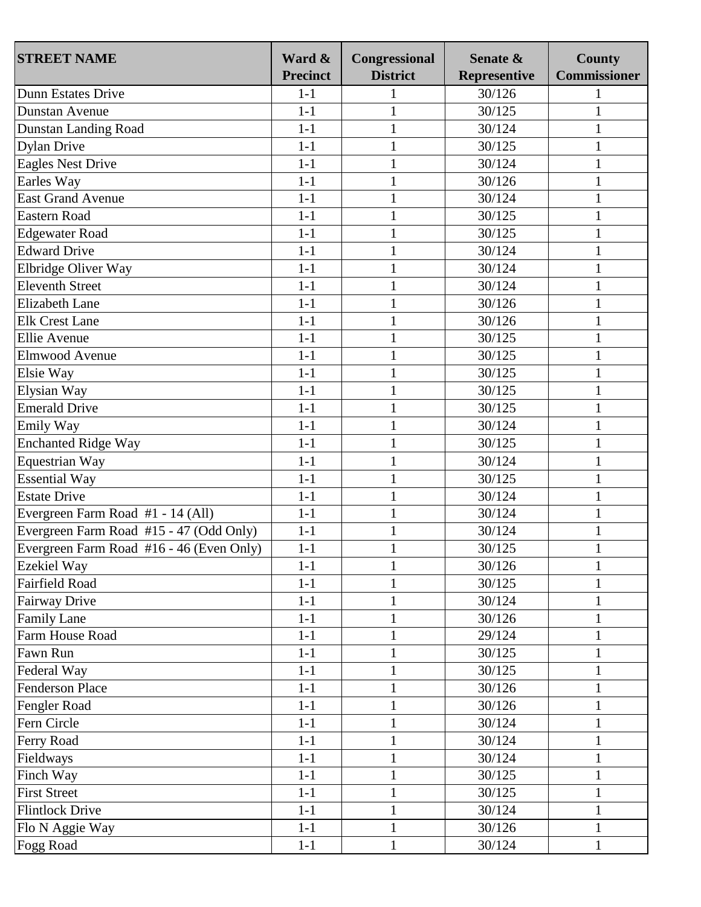| STREET NAME | Ward & Precinct | Congressional District | Senate & Representive | County Commissioner |
|---|---|---|---|---|
| Dunn Estates Drive | 1-1 | 1 | 30/126 | 1 |
| Dunstan Avenue | 1-1 | 1 | 30/125 | 1 |
| Dunstan Landing Road | 1-1 | 1 | 30/124 | 1 |
| Dylan Drive | 1-1 | 1 | 30/125 | 1 |
| Eagles Nest Drive | 1-1 | 1 | 30/124 | 1 |
| Earles Way | 1-1 | 1 | 30/126 | 1 |
| East Grand Avenue | 1-1 | 1 | 30/124 | 1 |
| Eastern Road | 1-1 | 1 | 30/125 | 1 |
| Edgewater Road | 1-1 | 1 | 30/125 | 1 |
| Edward Drive | 1-1 | 1 | 30/124 | 1 |
| Elbridge Oliver Way | 1-1 | 1 | 30/124 | 1 |
| Eleventh Street | 1-1 | 1 | 30/124 | 1 |
| Elizabeth Lane | 1-1 | 1 | 30/126 | 1 |
| Elk Crest Lane | 1-1 | 1 | 30/126 | 1 |
| Ellie Avenue | 1-1 | 1 | 30/125 | 1 |
| Elmwood Avenue | 1-1 | 1 | 30/125 | 1 |
| Elsie Way | 1-1 | 1 | 30/125 | 1 |
| Elysian Way | 1-1 | 1 | 30/125 | 1 |
| Emerald Drive | 1-1 | 1 | 30/125 | 1 |
| Emily Way | 1-1 | 1 | 30/124 | 1 |
| Enchanted Ridge Way | 1-1 | 1 | 30/125 | 1 |
| Equestrian Way | 1-1 | 1 | 30/124 | 1 |
| Essential Way | 1-1 | 1 | 30/125 | 1 |
| Estate Drive | 1-1 | 1 | 30/124 | 1 |
| Evergreen Farm Road #1 - 14 (All) | 1-1 | 1 | 30/124 | 1 |
| Evergreen Farm Road #15 - 47 (Odd Only) | 1-1 | 1 | 30/124 | 1 |
| Evergreen Farm Road #16 - 46 (Even Only) | 1-1 | 1 | 30/125 | 1 |
| Ezekiel Way | 1-1 | 1 | 30/126 | 1 |
| Fairfield Road | 1-1 | 1 | 30/125 | 1 |
| Fairway Drive | 1-1 | 1 | 30/124 | 1 |
| Family Lane | 1-1 | 1 | 30/126 | 1 |
| Farm House Road | 1-1 | 1 | 29/124 | 1 |
| Fawn Run | 1-1 | 1 | 30/125 | 1 |
| Federal Way | 1-1 | 1 | 30/125 | 1 |
| Fenderson Place | 1-1 | 1 | 30/126 | 1 |
| Fengler Road | 1-1 | 1 | 30/126 | 1 |
| Fern Circle | 1-1 | 1 | 30/124 | 1 |
| Ferry Road | 1-1 | 1 | 30/124 | 1 |
| Fieldways | 1-1 | 1 | 30/124 | 1 |
| Finch Way | 1-1 | 1 | 30/125 | 1 |
| First Street | 1-1 | 1 | 30/125 | 1 |
| Flintlock Drive | 1-1 | 1 | 30/124 | 1 |
| Flo N Aggie Way | 1-1 | 1 | 30/126 | 1 |
| Fogg Road | 1-1 | 1 | 30/124 | 1 |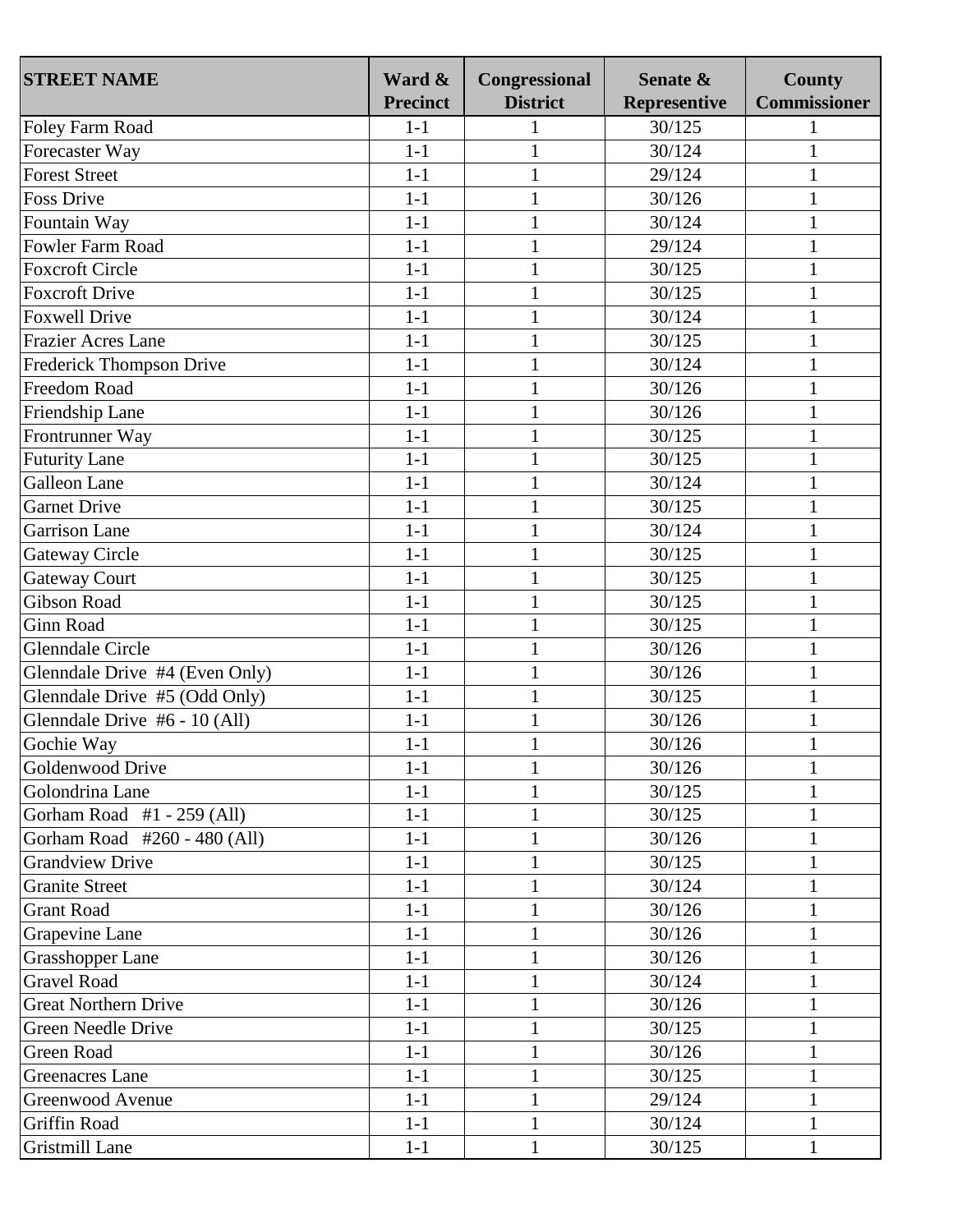| STREET NAME | Ward & Precinct | Congressional District | Senate & Representive | County Commissioner |
|---|---|---|---|---|
| Foley Farm Road | 1-1 | 1 | 30/125 | 1 |
| Forecaster Way | 1-1 | 1 | 30/124 | 1 |
| Forest Street | 1-1 | 1 | 29/124 | 1 |
| Foss Drive | 1-1 | 1 | 30/126 | 1 |
| Fountain Way | 1-1 | 1 | 30/124 | 1 |
| Fowler Farm Road | 1-1 | 1 | 29/124 | 1 |
| Foxcroft Circle | 1-1 | 1 | 30/125 | 1 |
| Foxcroft Drive | 1-1 | 1 | 30/125 | 1 |
| Foxwell Drive | 1-1 | 1 | 30/124 | 1 |
| Frazier Acres Lane | 1-1 | 1 | 30/125 | 1 |
| Frederick Thompson Drive | 1-1 | 1 | 30/124 | 1 |
| Freedom Road | 1-1 | 1 | 30/126 | 1 |
| Friendship Lane | 1-1 | 1 | 30/126 | 1 |
| Frontrunner Way | 1-1 | 1 | 30/125 | 1 |
| Futurity Lane | 1-1 | 1 | 30/125 | 1 |
| Galleon Lane | 1-1 | 1 | 30/124 | 1 |
| Garnet Drive | 1-1 | 1 | 30/125 | 1 |
| Garrison Lane | 1-1 | 1 | 30/124 | 1 |
| Gateway Circle | 1-1 | 1 | 30/125 | 1 |
| Gateway Court | 1-1 | 1 | 30/125 | 1 |
| Gibson Road | 1-1 | 1 | 30/125 | 1 |
| Ginn Road | 1-1 | 1 | 30/125 | 1 |
| Glenndale Circle | 1-1 | 1 | 30/126 | 1 |
| Glenndale Drive #4 (Even Only) | 1-1 | 1 | 30/126 | 1 |
| Glenndale Drive #5 (Odd Only) | 1-1 | 1 | 30/125 | 1 |
| Glenndale Drive #6 - 10 (All) | 1-1 | 1 | 30/126 | 1 |
| Gochie Way | 1-1 | 1 | 30/126 | 1 |
| Goldenwood Drive | 1-1 | 1 | 30/126 | 1 |
| Golondrina Lane | 1-1 | 1 | 30/125 | 1 |
| Gorham Road #1 - 259 (All) | 1-1 | 1 | 30/125 | 1 |
| Gorham Road #260 - 480 (All) | 1-1 | 1 | 30/126 | 1 |
| Grandview Drive | 1-1 | 1 | 30/125 | 1 |
| Granite Street | 1-1 | 1 | 30/124 | 1 |
| Grant Road | 1-1 | 1 | 30/126 | 1 |
| Grapevine Lane | 1-1 | 1 | 30/126 | 1 |
| Grasshopper Lane | 1-1 | 1 | 30/126 | 1 |
| Gravel Road | 1-1 | 1 | 30/124 | 1 |
| Great Northern Drive | 1-1 | 1 | 30/126 | 1 |
| Green Needle Drive | 1-1 | 1 | 30/125 | 1 |
| Green Road | 1-1 | 1 | 30/126 | 1 |
| Greenacres Lane | 1-1 | 1 | 30/125 | 1 |
| Greenwood Avenue | 1-1 | 1 | 29/124 | 1 |
| Griffin Road | 1-1 | 1 | 30/124 | 1 |
| Gristmill Lane | 1-1 | 1 | 30/125 | 1 |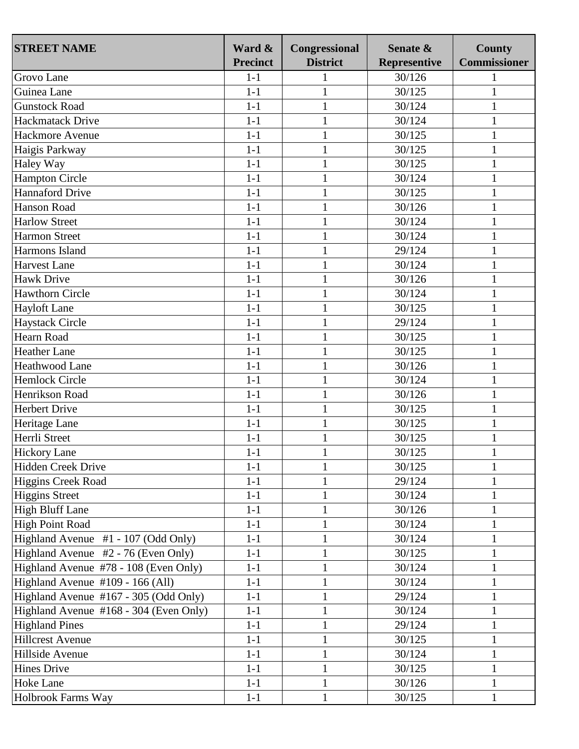| STREET NAME | Ward & Precinct | Congressional District | Senate & Representive | County Commissioner |
|---|---|---|---|---|
| Grovo Lane | 1-1 | 1 | 30/126 | 1 |
| Guinea Lane | 1-1 | 1 | 30/125 | 1 |
| Gunstock Road | 1-1 | 1 | 30/124 | 1 |
| Hackmatack Drive | 1-1 | 1 | 30/124 | 1 |
| Hackmore Avenue | 1-1 | 1 | 30/125 | 1 |
| Haigis Parkway | 1-1 | 1 | 30/125 | 1 |
| Haley Way | 1-1 | 1 | 30/125 | 1 |
| Hampton Circle | 1-1 | 1 | 30/124 | 1 |
| Hannaford Drive | 1-1 | 1 | 30/125 | 1 |
| Hanson Road | 1-1 | 1 | 30/126 | 1 |
| Harlow Street | 1-1 | 1 | 30/124 | 1 |
| Harmon Street | 1-1 | 1 | 30/124 | 1 |
| Harmons Island | 1-1 | 1 | 29/124 | 1 |
| Harvest Lane | 1-1 | 1 | 30/124 | 1 |
| Hawk Drive | 1-1 | 1 | 30/126 | 1 |
| Hawthorn Circle | 1-1 | 1 | 30/124 | 1 |
| Hayloft Lane | 1-1 | 1 | 30/125 | 1 |
| Haystack Circle | 1-1 | 1 | 29/124 | 1 |
| Hearn Road | 1-1 | 1 | 30/125 | 1 |
| Heather Lane | 1-1 | 1 | 30/125 | 1 |
| Heathwood Lane | 1-1 | 1 | 30/126 | 1 |
| Hemlock Circle | 1-1 | 1 | 30/124 | 1 |
| Henrikson Road | 1-1 | 1 | 30/126 | 1 |
| Herbert Drive | 1-1 | 1 | 30/125 | 1 |
| Heritage Lane | 1-1 | 1 | 30/125 | 1 |
| Herrli Street | 1-1 | 1 | 30/125 | 1 |
| Hickory Lane | 1-1 | 1 | 30/125 | 1 |
| Hidden Creek Drive | 1-1 | 1 | 30/125 | 1 |
| Higgins Creek Road | 1-1 | 1 | 29/124 | 1 |
| Higgins Street | 1-1 | 1 | 30/124 | 1 |
| High Bluff Lane | 1-1 | 1 | 30/126 | 1 |
| High Point Road | 1-1 | 1 | 30/124 | 1 |
| Highland Avenue #1 - 107 (Odd Only) | 1-1 | 1 | 30/124 | 1 |
| Highland Avenue #2 - 76 (Even Only) | 1-1 | 1 | 30/125 | 1 |
| Highland Avenue #78 - 108 (Even Only) | 1-1 | 1 | 30/124 | 1 |
| Highland Avenue #109 - 166 (All) | 1-1 | 1 | 30/124 | 1 |
| Highland Avenue #167 - 305 (Odd Only) | 1-1 | 1 | 29/124 | 1 |
| Highland Avenue #168 - 304 (Even Only) | 1-1 | 1 | 30/124 | 1 |
| Highland Pines | 1-1 | 1 | 29/124 | 1 |
| Hillcrest Avenue | 1-1 | 1 | 30/125 | 1 |
| Hillside Avenue | 1-1 | 1 | 30/124 | 1 |
| Hines Drive | 1-1 | 1 | 30/125 | 1 |
| Hoke Lane | 1-1 | 1 | 30/126 | 1 |
| Holbrook Farms Way | 1-1 | 1 | 30/125 | 1 |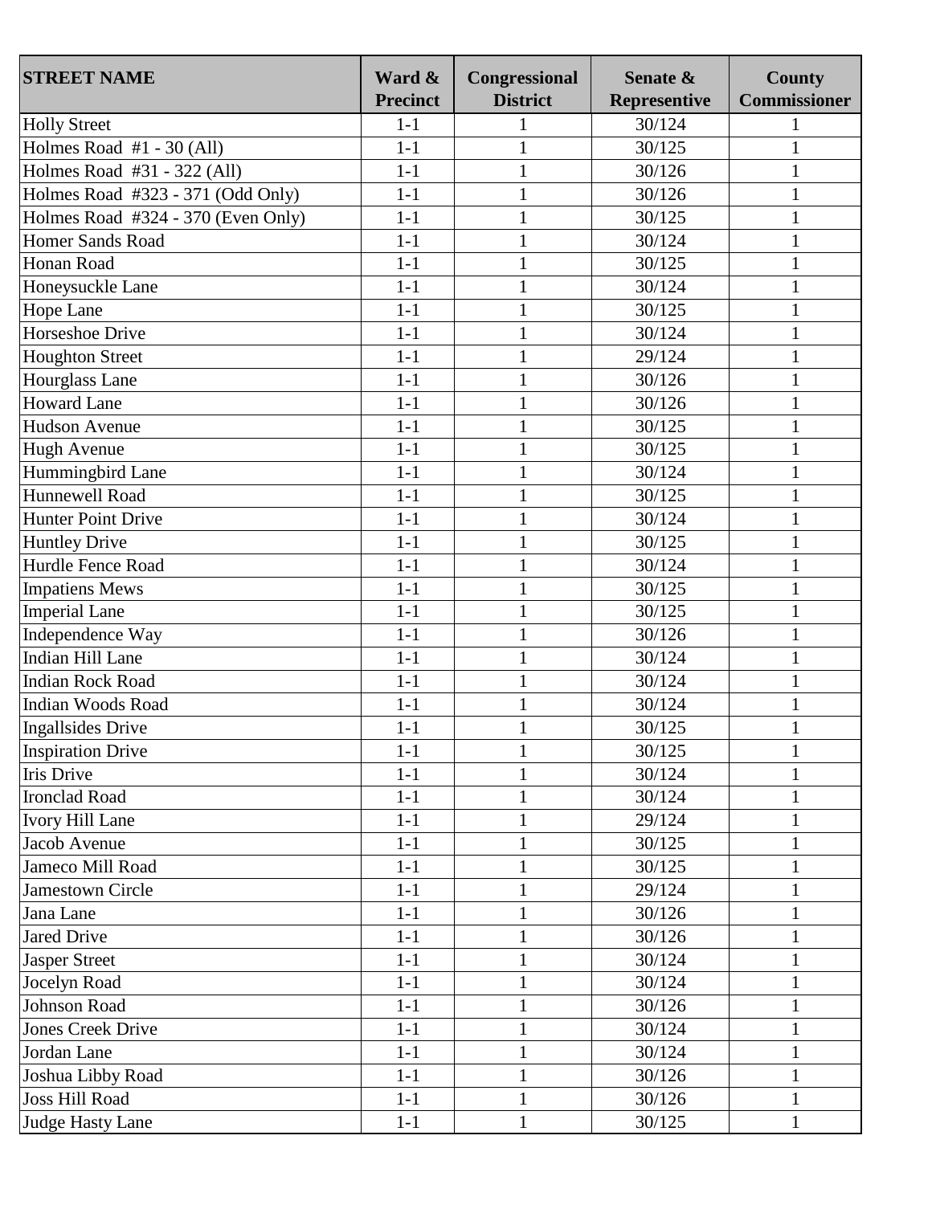| STREET NAME | Ward & Precinct | Congressional District | Senate & Representive | County Commissioner |
|---|---|---|---|---|
| Holly Street | 1-1 | 1 | 30/124 | 1 |
| Holmes Road  #1 - 30 (All) | 1-1 | 1 | 30/125 | 1 |
| Holmes Road  #31 - 322 (All) | 1-1 | 1 | 30/126 | 1 |
| Holmes Road  #323 - 371 (Odd Only) | 1-1 | 1 | 30/126 | 1 |
| Holmes Road  #324 - 370 (Even Only) | 1-1 | 1 | 30/125 | 1 |
| Homer Sands Road | 1-1 | 1 | 30/124 | 1 |
| Honan Road | 1-1 | 1 | 30/125 | 1 |
| Honeysuckle Lane | 1-1 | 1 | 30/124 | 1 |
| Hope Lane | 1-1 | 1 | 30/125 | 1 |
| Horseshoe Drive | 1-1 | 1 | 30/124 | 1 |
| Houghton Street | 1-1 | 1 | 29/124 | 1 |
| Hourglass Lane | 1-1 | 1 | 30/126 | 1 |
| Howard Lane | 1-1 | 1 | 30/126 | 1 |
| Hudson Avenue | 1-1 | 1 | 30/125 | 1 |
| Hugh Avenue | 1-1 | 1 | 30/125 | 1 |
| Hummingbird Lane | 1-1 | 1 | 30/124 | 1 |
| Hunnewell Road | 1-1 | 1 | 30/125 | 1 |
| Hunter Point Drive | 1-1 | 1 | 30/124 | 1 |
| Huntley Drive | 1-1 | 1 | 30/125 | 1 |
| Hurdle Fence Road | 1-1 | 1 | 30/124 | 1 |
| Impatiens Mews | 1-1 | 1 | 30/125 | 1 |
| Imperial Lane | 1-1 | 1 | 30/125 | 1 |
| Independence Way | 1-1 | 1 | 30/126 | 1 |
| Indian Hill Lane | 1-1 | 1 | 30/124 | 1 |
| Indian Rock Road | 1-1 | 1 | 30/124 | 1 |
| Indian Woods Road | 1-1 | 1 | 30/124 | 1 |
| Ingallsides Drive | 1-1 | 1 | 30/125 | 1 |
| Inspiration Drive | 1-1 | 1 | 30/125 | 1 |
| Iris Drive | 1-1 | 1 | 30/124 | 1 |
| Ironclad Road | 1-1 | 1 | 30/124 | 1 |
| Ivory Hill Lane | 1-1 | 1 | 29/124 | 1 |
| Jacob Avenue | 1-1 | 1 | 30/125 | 1 |
| Jameco Mill Road | 1-1 | 1 | 30/125 | 1 |
| Jamestown Circle | 1-1 | 1 | 29/124 | 1 |
| Jana Lane | 1-1 | 1 | 30/126 | 1 |
| Jared Drive | 1-1 | 1 | 30/126 | 1 |
| Jasper Street | 1-1 | 1 | 30/124 | 1 |
| Jocelyn Road | 1-1 | 1 | 30/124 | 1 |
| Johnson Road | 1-1 | 1 | 30/126 | 1 |
| Jones Creek Drive | 1-1 | 1 | 30/124 | 1 |
| Jordan Lane | 1-1 | 1 | 30/124 | 1 |
| Joshua Libby Road | 1-1 | 1 | 30/126 | 1 |
| Joss Hill Road | 1-1 | 1 | 30/126 | 1 |
| Judge Hasty Lane | 1-1 | 1 | 30/125 | 1 |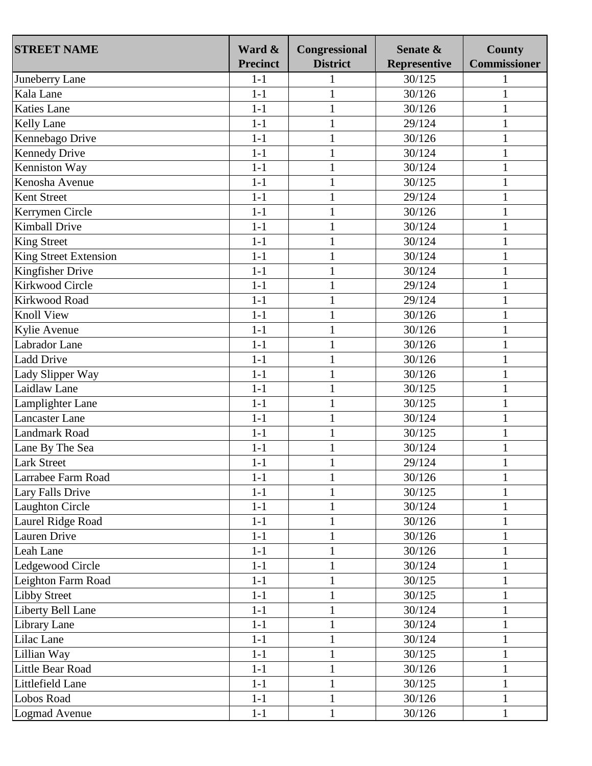| STREET NAME | Ward & Precinct | Congressional District | Senate & Representive | County Commissioner |
|---|---|---|---|---|
| Juneberry Lane | 1-1 | 1 | 30/125 | 1 |
| Kala Lane | 1-1 | 1 | 30/126 | 1 |
| Katies Lane | 1-1 | 1 | 30/126 | 1 |
| Kelly Lane | 1-1 | 1 | 29/124 | 1 |
| Kennebago Drive | 1-1 | 1 | 30/126 | 1 |
| Kennedy Drive | 1-1 | 1 | 30/124 | 1 |
| Kenniston Way | 1-1 | 1 | 30/124 | 1 |
| Kenosha Avenue | 1-1 | 1 | 30/125 | 1 |
| Kent Street | 1-1 | 1 | 29/124 | 1 |
| Kerrymen Circle | 1-1 | 1 | 30/126 | 1 |
| Kimball Drive | 1-1 | 1 | 30/124 | 1 |
| King Street | 1-1 | 1 | 30/124 | 1 |
| King Street Extension | 1-1 | 1 | 30/124 | 1 |
| Kingfisher Drive | 1-1 | 1 | 30/124 | 1 |
| Kirkwood Circle | 1-1 | 1 | 29/124 | 1 |
| Kirkwood Road | 1-1 | 1 | 29/124 | 1 |
| Knoll View | 1-1 | 1 | 30/126 | 1 |
| Kylie Avenue | 1-1 | 1 | 30/126 | 1 |
| Labrador Lane | 1-1 | 1 | 30/126 | 1 |
| Ladd Drive | 1-1 | 1 | 30/126 | 1 |
| Lady Slipper Way | 1-1 | 1 | 30/126 | 1 |
| Laidlaw Lane | 1-1 | 1 | 30/125 | 1 |
| Lamplighter Lane | 1-1 | 1 | 30/125 | 1 |
| Lancaster Lane | 1-1 | 1 | 30/124 | 1 |
| Landmark Road | 1-1 | 1 | 30/125 | 1 |
| Lane By The Sea | 1-1 | 1 | 30/124 | 1 |
| Lark Street | 1-1 | 1 | 29/124 | 1 |
| Larrabee Farm Road | 1-1 | 1 | 30/126 | 1 |
| Lary Falls Drive | 1-1 | 1 | 30/125 | 1 |
| Laughton Circle | 1-1 | 1 | 30/124 | 1 |
| Laurel Ridge Road | 1-1 | 1 | 30/126 | 1 |
| Lauren Drive | 1-1 | 1 | 30/126 | 1 |
| Leah Lane | 1-1 | 1 | 30/126 | 1 |
| Ledgewood Circle | 1-1 | 1 | 30/124 | 1 |
| Leighton Farm Road | 1-1 | 1 | 30/125 | 1 |
| Libby Street | 1-1 | 1 | 30/125 | 1 |
| Liberty Bell Lane | 1-1 | 1 | 30/124 | 1 |
| Library Lane | 1-1 | 1 | 30/124 | 1 |
| Lilac Lane | 1-1 | 1 | 30/124 | 1 |
| Lillian Way | 1-1 | 1 | 30/125 | 1 |
| Little Bear Road | 1-1 | 1 | 30/126 | 1 |
| Littlefield Lane | 1-1 | 1 | 30/125 | 1 |
| Lobos Road | 1-1 | 1 | 30/126 | 1 |
| Logmad Avenue | 1-1 | 1 | 30/126 | 1 |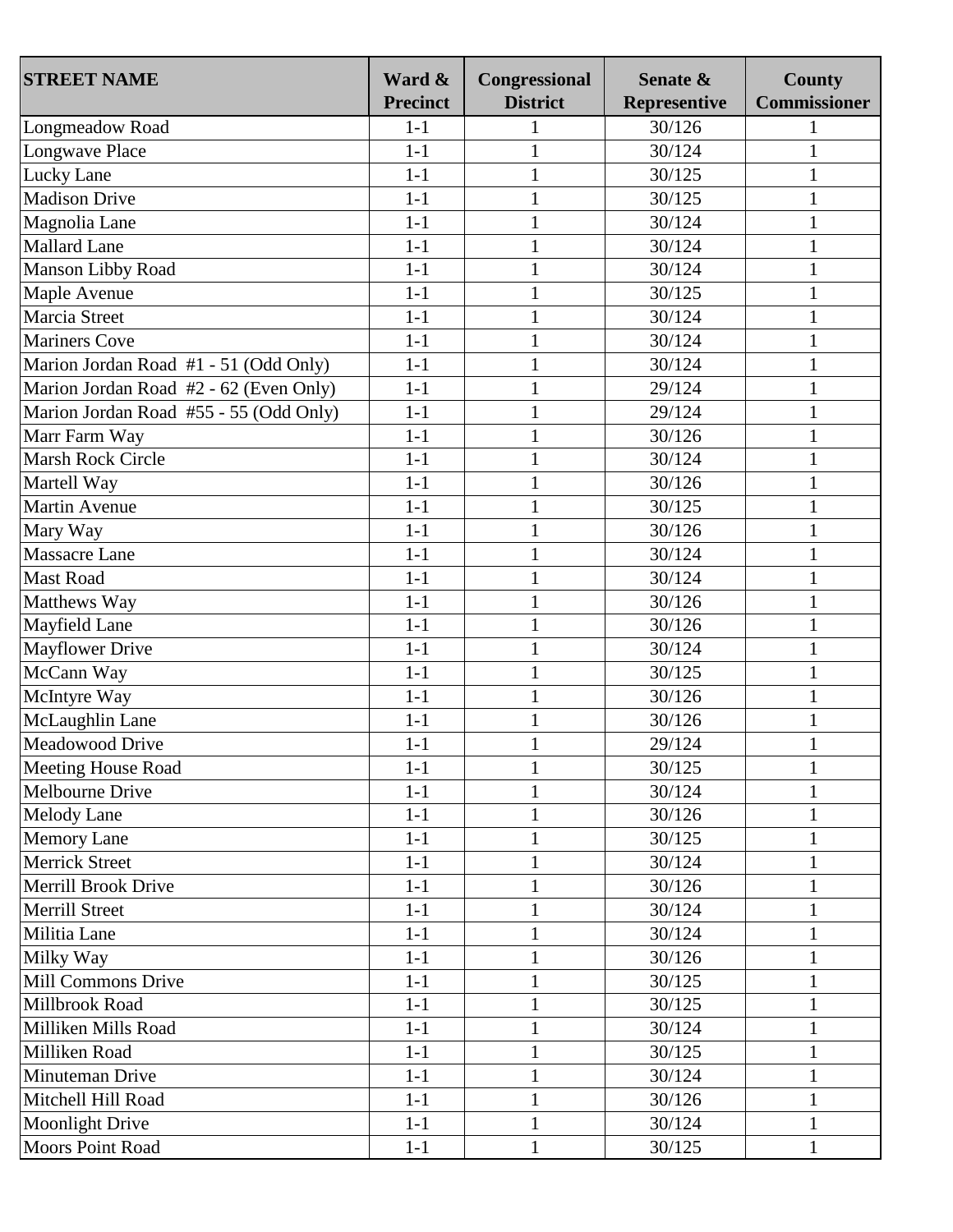| STREET NAME | Ward & Precinct | Congressional District | Senate & Representive | County Commissioner |
|---|---|---|---|---|
| Longmeadow Road | 1-1 | 1 | 30/126 | 1 |
| Longwave Place | 1-1 | 1 | 30/124 | 1 |
| Lucky Lane | 1-1 | 1 | 30/125 | 1 |
| Madison Drive | 1-1 | 1 | 30/125 | 1 |
| Magnolia Lane | 1-1 | 1 | 30/124 | 1 |
| Mallard Lane | 1-1 | 1 | 30/124 | 1 |
| Manson Libby Road | 1-1 | 1 | 30/124 | 1 |
| Maple Avenue | 1-1 | 1 | 30/125 | 1 |
| Marcia Street | 1-1 | 1 | 30/124 | 1 |
| Mariners Cove | 1-1 | 1 | 30/124 | 1 |
| Marion Jordan Road #1 - 51 (Odd Only) | 1-1 | 1 | 30/124 | 1 |
| Marion Jordan Road #2 - 62 (Even Only) | 1-1 | 1 | 29/124 | 1 |
| Marion Jordan Road #55 - 55 (Odd Only) | 1-1 | 1 | 29/124 | 1 |
| Marr Farm Way | 1-1 | 1 | 30/126 | 1 |
| Marsh Rock Circle | 1-1 | 1 | 30/124 | 1 |
| Martell Way | 1-1 | 1 | 30/126 | 1 |
| Martin Avenue | 1-1 | 1 | 30/125 | 1 |
| Mary Way | 1-1 | 1 | 30/126 | 1 |
| Massacre Lane | 1-1 | 1 | 30/124 | 1 |
| Mast Road | 1-1 | 1 | 30/124 | 1 |
| Matthews Way | 1-1 | 1 | 30/126 | 1 |
| Mayfield Lane | 1-1 | 1 | 30/126 | 1 |
| Mayflower Drive | 1-1 | 1 | 30/124 | 1 |
| McCann Way | 1-1 | 1 | 30/125 | 1 |
| McIntyre Way | 1-1 | 1 | 30/126 | 1 |
| McLaughlin Lane | 1-1 | 1 | 30/126 | 1 |
| Meadowood Drive | 1-1 | 1 | 29/124 | 1 |
| Meeting House Road | 1-1 | 1 | 30/125 | 1 |
| Melbourne Drive | 1-1 | 1 | 30/124 | 1 |
| Melody Lane | 1-1 | 1 | 30/126 | 1 |
| Memory Lane | 1-1 | 1 | 30/125 | 1 |
| Merrick Street | 1-1 | 1 | 30/124 | 1 |
| Merrill Brook Drive | 1-1 | 1 | 30/126 | 1 |
| Merrill Street | 1-1 | 1 | 30/124 | 1 |
| Militia Lane | 1-1 | 1 | 30/124 | 1 |
| Milky Way | 1-1 | 1 | 30/126 | 1 |
| Mill Commons Drive | 1-1 | 1 | 30/125 | 1 |
| Millbrook Road | 1-1 | 1 | 30/125 | 1 |
| Milliken Mills Road | 1-1 | 1 | 30/124 | 1 |
| Milliken Road | 1-1 | 1 | 30/125 | 1 |
| Minuteman Drive | 1-1 | 1 | 30/124 | 1 |
| Mitchell Hill Road | 1-1 | 1 | 30/126 | 1 |
| Moonlight Drive | 1-1 | 1 | 30/124 | 1 |
| Moors Point Road | 1-1 | 1 | 30/125 | 1 |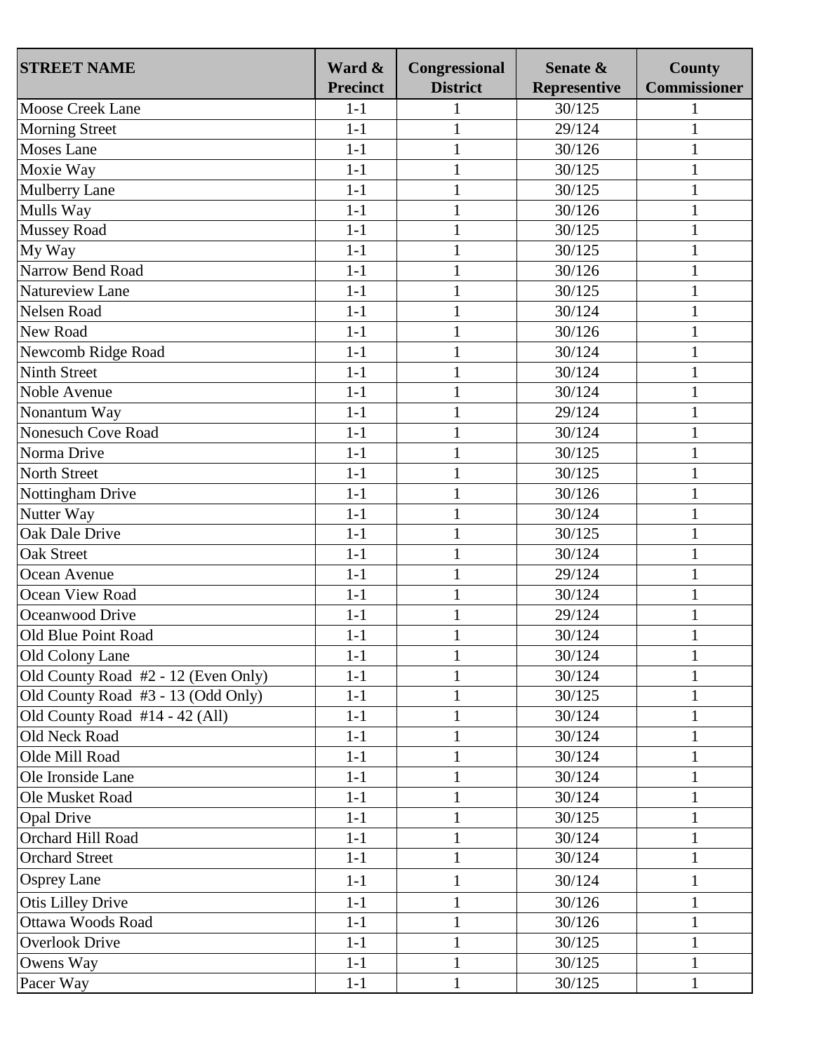| STREET NAME | Ward & Precinct | Congressional District | Senate & Representive | County Commissioner |
|---|---|---|---|---|
| Moose Creek Lane | 1-1 | 1 | 30/125 | 1 |
| Morning Street | 1-1 | 1 | 29/124 | 1 |
| Moses Lane | 1-1 | 1 | 30/126 | 1 |
| Moxie Way | 1-1 | 1 | 30/125 | 1 |
| Mulberry Lane | 1-1 | 1 | 30/125 | 1 |
| Mulls Way | 1-1 | 1 | 30/126 | 1 |
| Mussey Road | 1-1 | 1 | 30/125 | 1 |
| My Way | 1-1 | 1 | 30/125 | 1 |
| Narrow Bend Road | 1-1 | 1 | 30/126 | 1 |
| Natureview Lane | 1-1 | 1 | 30/125 | 1 |
| Nelsen Road | 1-1 | 1 | 30/124 | 1 |
| New Road | 1-1 | 1 | 30/126 | 1 |
| Newcomb Ridge Road | 1-1 | 1 | 30/124 | 1 |
| Ninth Street | 1-1 | 1 | 30/124 | 1 |
| Noble Avenue | 1-1 | 1 | 30/124 | 1 |
| Nonantum Way | 1-1 | 1 | 29/124 | 1 |
| Nonesuch Cove Road | 1-1 | 1 | 30/124 | 1 |
| Norma Drive | 1-1 | 1 | 30/125 | 1 |
| North Street | 1-1 | 1 | 30/125 | 1 |
| Nottingham Drive | 1-1 | 1 | 30/126 | 1 |
| Nutter Way | 1-1 | 1 | 30/124 | 1 |
| Oak Dale Drive | 1-1 | 1 | 30/125 | 1 |
| Oak Street | 1-1 | 1 | 30/124 | 1 |
| Ocean Avenue | 1-1 | 1 | 29/124 | 1 |
| Ocean View Road | 1-1 | 1 | 30/124 | 1 |
| Oceanwood Drive | 1-1 | 1 | 29/124 | 1 |
| Old Blue Point Road | 1-1 | 1 | 30/124 | 1 |
| Old Colony Lane | 1-1 | 1 | 30/124 | 1 |
| Old County Road #2 - 12 (Even Only) | 1-1 | 1 | 30/124 | 1 |
| Old County Road #3 - 13 (Odd Only) | 1-1 | 1 | 30/125 | 1 |
| Old County Road #14 - 42 (All) | 1-1 | 1 | 30/124 | 1 |
| Old Neck Road | 1-1 | 1 | 30/124 | 1 |
| Olde Mill Road | 1-1 | 1 | 30/124 | 1 |
| Ole Ironside Lane | 1-1 | 1 | 30/124 | 1 |
| Ole Musket Road | 1-1 | 1 | 30/124 | 1 |
| Opal Drive | 1-1 | 1 | 30/125 | 1 |
| Orchard Hill Road | 1-1 | 1 | 30/124 | 1 |
| Orchard Street | 1-1 | 1 | 30/124 | 1 |
| Osprey Lane | 1-1 | 1 | 30/124 | 1 |
| Otis Lilley Drive | 1-1 | 1 | 30/126 | 1 |
| Ottawa Woods Road | 1-1 | 1 | 30/126 | 1 |
| Overlook Drive | 1-1 | 1 | 30/125 | 1 |
| Owens Way | 1-1 | 1 | 30/125 | 1 |
| Pacer Way | 1-1 | 1 | 30/125 | 1 |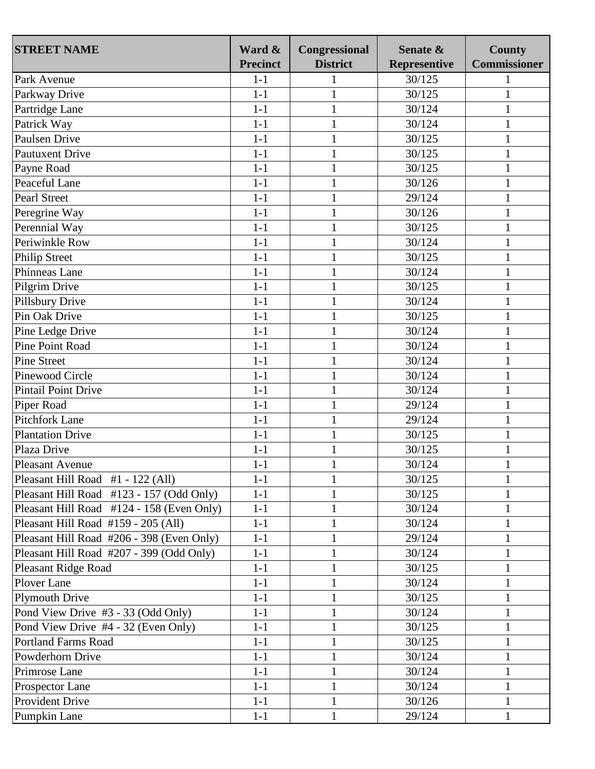| STREET NAME | Ward & Precinct | Congressional District | Senate & Representive | County Commissioner |
|---|---|---|---|---|
| Park Avenue | 1-1 | 1 | 30/125 | 1 |
| Parkway Drive | 1-1 | 1 | 30/125 | 1 |
| Partridge Lane | 1-1 | 1 | 30/124 | 1 |
| Patrick Way | 1-1 | 1 | 30/124 | 1 |
| Paulsen Drive | 1-1 | 1 | 30/125 | 1 |
| Pautuxent Drive | 1-1 | 1 | 30/125 | 1 |
| Payne Road | 1-1 | 1 | 30/125 | 1 |
| Peaceful Lane | 1-1 | 1 | 30/126 | 1 |
| Pearl Street | 1-1 | 1 | 29/124 | 1 |
| Peregrine Way | 1-1 | 1 | 30/126 | 1 |
| Perennial Way | 1-1 | 1 | 30/125 | 1 |
| Periwinkle Row | 1-1 | 1 | 30/124 | 1 |
| Philip Street | 1-1 | 1 | 30/125 | 1 |
| Phinneas Lane | 1-1 | 1 | 30/124 | 1 |
| Pilgrim Drive | 1-1 | 1 | 30/125 | 1 |
| Pillsbury Drive | 1-1 | 1 | 30/124 | 1 |
| Pin Oak Drive | 1-1 | 1 | 30/125 | 1 |
| Pine Ledge Drive | 1-1 | 1 | 30/124 | 1 |
| Pine Point Road | 1-1 | 1 | 30/124 | 1 |
| Pine Street | 1-1 | 1 | 30/124 | 1 |
| Pinewood Circle | 1-1 | 1 | 30/124 | 1 |
| Pintail Point Drive | 1-1 | 1 | 30/124 | 1 |
| Piper Road | 1-1 | 1 | 29/124 | 1 |
| Pitchfork Lane | 1-1 | 1 | 29/124 | 1 |
| Plantation Drive | 1-1 | 1 | 30/125 | 1 |
| Plaza Drive | 1-1 | 1 | 30/125 | 1 |
| Pleasant Avenue | 1-1 | 1 | 30/124 | 1 |
| Pleasant Hill Road #1 - 122 (All) | 1-1 | 1 | 30/125 | 1 |
| Pleasant Hill Road #123 - 157 (Odd Only) | 1-1 | 1 | 30/125 | 1 |
| Pleasant Hill Road #124 - 158 (Even Only) | 1-1 | 1 | 30/124 | 1 |
| Pleasant Hill Road #159 - 205 (All) | 1-1 | 1 | 30/124 | 1 |
| Pleasant Hill Road #206 - 398 (Even Only) | 1-1 | 1 | 29/124 | 1 |
| Pleasant Hill Road #207 - 399 (Odd Only) | 1-1 | 1 | 30/124 | 1 |
| Pleasant Ridge Road | 1-1 | 1 | 30/125 | 1 |
| Plover Lane | 1-1 | 1 | 30/124 | 1 |
| Plymouth Drive | 1-1 | 1 | 30/125 | 1 |
| Pond View Drive #3 - 33 (Odd Only) | 1-1 | 1 | 30/124 | 1 |
| Pond View Drive #4 - 32 (Even Only) | 1-1 | 1 | 30/125 | 1 |
| Portland Farms Road | 1-1 | 1 | 30/125 | 1 |
| Powderhorn Drive | 1-1 | 1 | 30/124 | 1 |
| Primrose Lane | 1-1 | 1 | 30/124 | 1 |
| Prospector Lane | 1-1 | 1 | 30/124 | 1 |
| Provident Drive | 1-1 | 1 | 30/126 | 1 |
| Pumpkin Lane | 1-1 | 1 | 29/124 | 1 |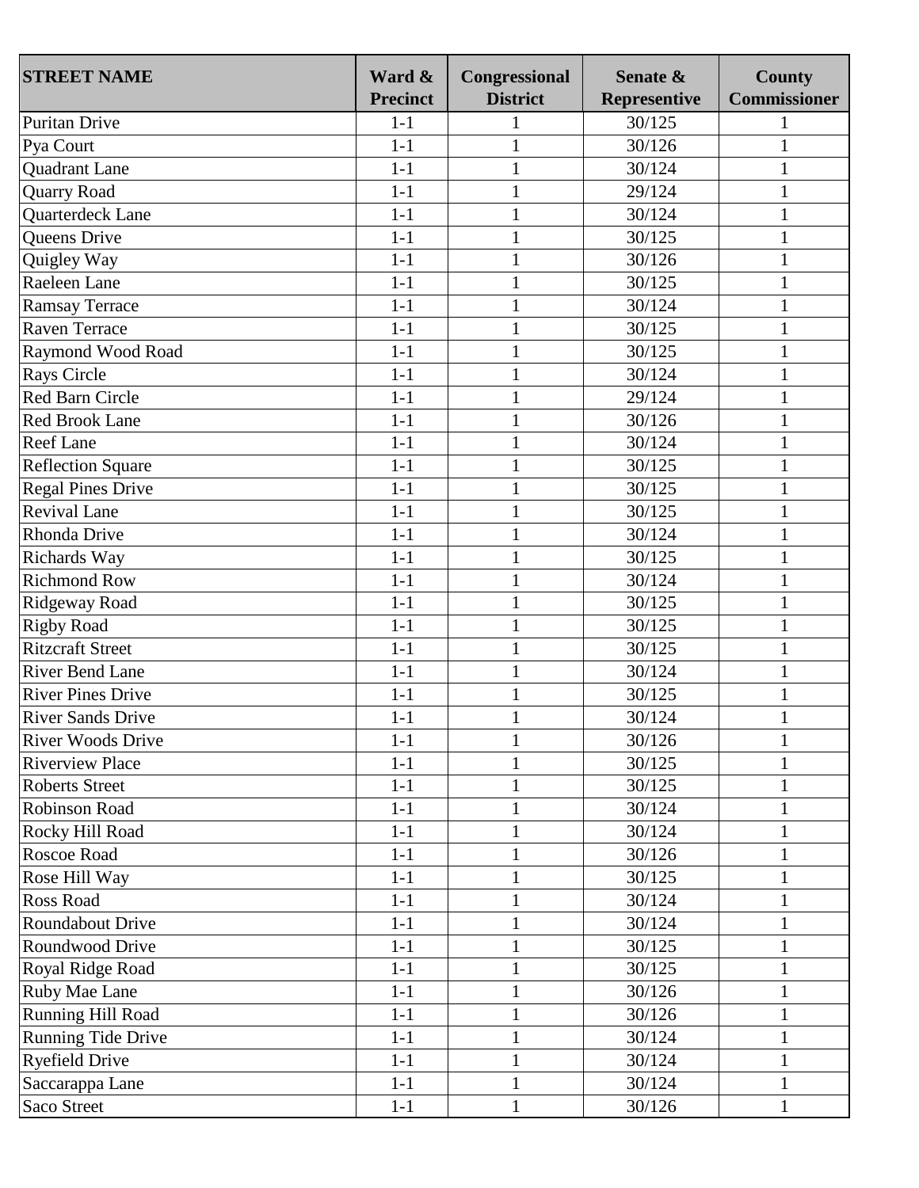| STREET NAME | Ward & Precinct | Congressional District | Senate & Representive | County Commissioner |
|---|---|---|---|---|
| Puritan Drive | 1-1 | 1 | 30/125 | 1 |
| Pya Court | 1-1 | 1 | 30/126 | 1 |
| Quadrant Lane | 1-1 | 1 | 30/124 | 1 |
| Quarry Road | 1-1 | 1 | 29/124 | 1 |
| Quarterdeck Lane | 1-1 | 1 | 30/124 | 1 |
| Queens Drive | 1-1 | 1 | 30/125 | 1 |
| Quigley Way | 1-1 | 1 | 30/126 | 1 |
| Raeleen Lane | 1-1 | 1 | 30/125 | 1 |
| Ramsay Terrace | 1-1 | 1 | 30/124 | 1 |
| Raven Terrace | 1-1 | 1 | 30/125 | 1 |
| Raymond Wood Road | 1-1 | 1 | 30/125 | 1 |
| Rays Circle | 1-1 | 1 | 30/124 | 1 |
| Red Barn Circle | 1-1 | 1 | 29/124 | 1 |
| Red Brook Lane | 1-1 | 1 | 30/126 | 1 |
| Reef Lane | 1-1 | 1 | 30/124 | 1 |
| Reflection Square | 1-1 | 1 | 30/125 | 1 |
| Regal Pines Drive | 1-1 | 1 | 30/125 | 1 |
| Revival Lane | 1-1 | 1 | 30/125 | 1 |
| Rhonda Drive | 1-1 | 1 | 30/124 | 1 |
| Richards Way | 1-1 | 1 | 30/125 | 1 |
| Richmond Row | 1-1 | 1 | 30/124 | 1 |
| Ridgeway Road | 1-1 | 1 | 30/125 | 1 |
| Rigby Road | 1-1 | 1 | 30/125 | 1 |
| Ritzcraft Street | 1-1 | 1 | 30/125 | 1 |
| River Bend Lane | 1-1 | 1 | 30/124 | 1 |
| River Pines Drive | 1-1 | 1 | 30/125 | 1 |
| River Sands Drive | 1-1 | 1 | 30/124 | 1 |
| River Woods Drive | 1-1 | 1 | 30/126 | 1 |
| Riverview Place | 1-1 | 1 | 30/125 | 1 |
| Roberts Street | 1-1 | 1 | 30/125 | 1 |
| Robinson Road | 1-1 | 1 | 30/124 | 1 |
| Rocky Hill Road | 1-1 | 1 | 30/124 | 1 |
| Roscoe Road | 1-1 | 1 | 30/126 | 1 |
| Rose Hill Way | 1-1 | 1 | 30/125 | 1 |
| Ross Road | 1-1 | 1 | 30/124 | 1 |
| Roundabout Drive | 1-1 | 1 | 30/124 | 1 |
| Roundwood Drive | 1-1 | 1 | 30/125 | 1 |
| Royal Ridge Road | 1-1 | 1 | 30/125 | 1 |
| Ruby Mae Lane | 1-1 | 1 | 30/126 | 1 |
| Running Hill Road | 1-1 | 1 | 30/126 | 1 |
| Running Tide Drive | 1-1 | 1 | 30/124 | 1 |
| Ryefield Drive | 1-1 | 1 | 30/124 | 1 |
| Saccarappa Lane | 1-1 | 1 | 30/124 | 1 |
| Saco Street | 1-1 | 1 | 30/126 | 1 |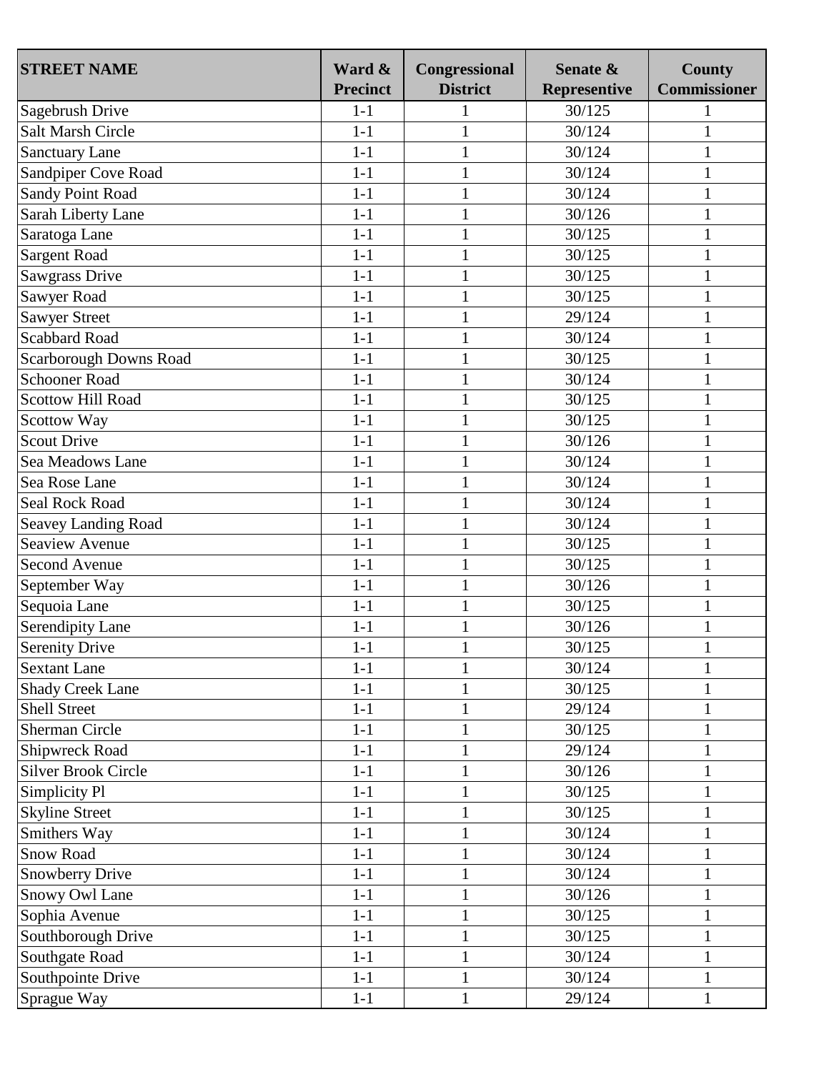| STREET NAME | Ward & Precinct | Congressional District | Senate & Representive | County Commissioner |
|---|---|---|---|---|
| Sagebrush Drive | 1-1 | 1 | 30/125 | 1 |
| Salt Marsh Circle | 1-1 | 1 | 30/124 | 1 |
| Sanctuary Lane | 1-1 | 1 | 30/124 | 1 |
| Sandpiper Cove Road | 1-1 | 1 | 30/124 | 1 |
| Sandy Point Road | 1-1 | 1 | 30/124 | 1 |
| Sarah Liberty Lane | 1-1 | 1 | 30/126 | 1 |
| Saratoga Lane | 1-1 | 1 | 30/125 | 1 |
| Sargent Road | 1-1 | 1 | 30/125 | 1 |
| Sawgrass Drive | 1-1 | 1 | 30/125 | 1 |
| Sawyer Road | 1-1 | 1 | 30/125 | 1 |
| Sawyer Street | 1-1 | 1 | 29/124 | 1 |
| Scabbard Road | 1-1 | 1 | 30/124 | 1 |
| Scarborough Downs Road | 1-1 | 1 | 30/125 | 1 |
| Schooner Road | 1-1 | 1 | 30/124 | 1 |
| Scottow Hill Road | 1-1 | 1 | 30/125 | 1 |
| Scottow Way | 1-1 | 1 | 30/125 | 1 |
| Scout Drive | 1-1 | 1 | 30/126 | 1 |
| Sea Meadows Lane | 1-1 | 1 | 30/124 | 1 |
| Sea Rose Lane | 1-1 | 1 | 30/124 | 1 |
| Seal Rock Road | 1-1 | 1 | 30/124 | 1 |
| Seavey Landing Road | 1-1 | 1 | 30/124 | 1 |
| Seaview Avenue | 1-1 | 1 | 30/125 | 1 |
| Second Avenue | 1-1 | 1 | 30/125 | 1 |
| September Way | 1-1 | 1 | 30/126 | 1 |
| Sequoia Lane | 1-1 | 1 | 30/125 | 1 |
| Serendipity Lane | 1-1 | 1 | 30/126 | 1 |
| Serenity Drive | 1-1 | 1 | 30/125 | 1 |
| Sextant Lane | 1-1 | 1 | 30/124 | 1 |
| Shady Creek Lane | 1-1 | 1 | 30/125 | 1 |
| Shell Street | 1-1 | 1 | 29/124 | 1 |
| Sherman Circle | 1-1 | 1 | 30/125 | 1 |
| Shipwreck Road | 1-1 | 1 | 29/124 | 1 |
| Silver Brook Circle | 1-1 | 1 | 30/126 | 1 |
| Simplicity Pl | 1-1 | 1 | 30/125 | 1 |
| Skyline Street | 1-1 | 1 | 30/125 | 1 |
| Smithers Way | 1-1 | 1 | 30/124 | 1 |
| Snow Road | 1-1 | 1 | 30/124 | 1 |
| Snowberry Drive | 1-1 | 1 | 30/124 | 1 |
| Snowy Owl Lane | 1-1 | 1 | 30/126 | 1 |
| Sophia Avenue | 1-1 | 1 | 30/125 | 1 |
| Southborough Drive | 1-1 | 1 | 30/125 | 1 |
| Southgate Road | 1-1 | 1 | 30/124 | 1 |
| Southpointe Drive | 1-1 | 1 | 30/124 | 1 |
| Sprague Way | 1-1 | 1 | 29/124 | 1 |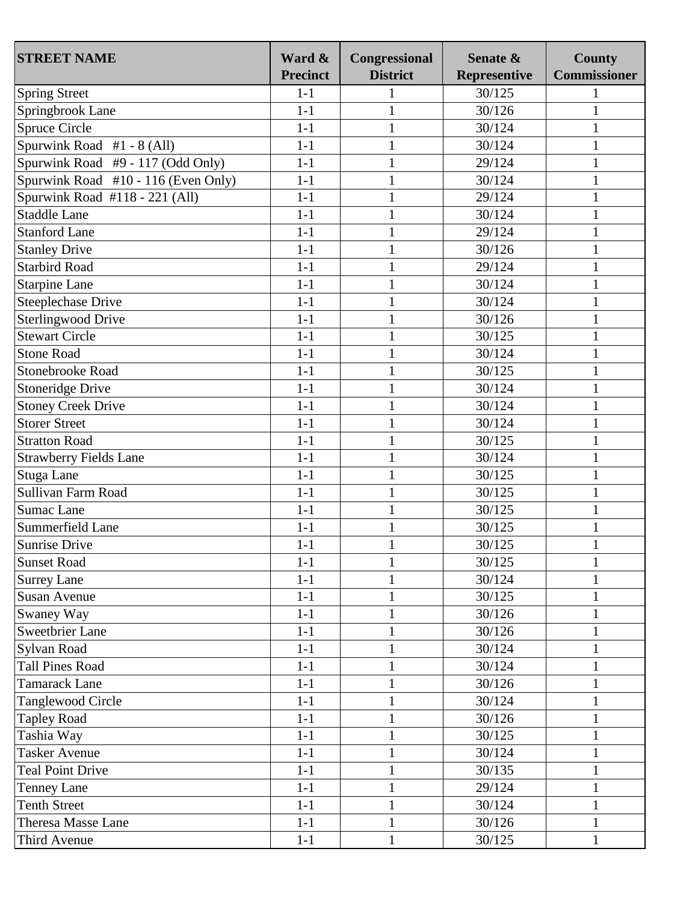| STREET NAME | Ward & Precinct | Congressional District | Senate & Representive | County Commissioner |
|---|---|---|---|---|
| Spring Street | 1-1 | 1 | 30/125 | 1 |
| Springbrook Lane | 1-1 | 1 | 30/126 | 1 |
| Spruce Circle | 1-1 | 1 | 30/124 | 1 |
| Spurwink Road #1 - 8 (All) | 1-1 | 1 | 30/124 | 1 |
| Spurwink Road #9 - 117 (Odd Only) | 1-1 | 1 | 29/124 | 1 |
| Spurwink Road #10 - 116 (Even Only) | 1-1 | 1 | 30/124 | 1 |
| Spurwink Road #118 - 221 (All) | 1-1 | 1 | 29/124 | 1 |
| Staddle Lane | 1-1 | 1 | 30/124 | 1 |
| Stanford Lane | 1-1 | 1 | 29/124 | 1 |
| Stanley Drive | 1-1 | 1 | 30/126 | 1 |
| Starbird Road | 1-1 | 1 | 29/124 | 1 |
| Starpine Lane | 1-1 | 1 | 30/124 | 1 |
| Steeplechase Drive | 1-1 | 1 | 30/124 | 1 |
| Sterlingwood Drive | 1-1 | 1 | 30/126 | 1 |
| Stewart Circle | 1-1 | 1 | 30/125 | 1 |
| Stone Road | 1-1 | 1 | 30/124 | 1 |
| Stonebrooke Road | 1-1 | 1 | 30/125 | 1 |
| Stoneridge Drive | 1-1 | 1 | 30/124 | 1 |
| Stoney Creek Drive | 1-1 | 1 | 30/124 | 1 |
| Storer Street | 1-1 | 1 | 30/124 | 1 |
| Stratton Road | 1-1 | 1 | 30/125 | 1 |
| Strawberry Fields Lane | 1-1 | 1 | 30/124 | 1 |
| Stuga Lane | 1-1 | 1 | 30/125 | 1 |
| Sullivan Farm Road | 1-1 | 1 | 30/125 | 1 |
| Sumac Lane | 1-1 | 1 | 30/125 | 1 |
| Summerfield Lane | 1-1 | 1 | 30/125 | 1 |
| Sunrise Drive | 1-1 | 1 | 30/125 | 1 |
| Sunset Road | 1-1 | 1 | 30/125 | 1 |
| Surrey Lane | 1-1 | 1 | 30/124 | 1 |
| Susan Avenue | 1-1 | 1 | 30/125 | 1 |
| Swaney Way | 1-1 | 1 | 30/126 | 1 |
| Sweetbrier Lane | 1-1 | 1 | 30/126 | 1 |
| Sylvan Road | 1-1 | 1 | 30/124 | 1 |
| Tall Pines Road | 1-1 | 1 | 30/124 | 1 |
| Tamarack Lane | 1-1 | 1 | 30/126 | 1 |
| Tanglewood Circle | 1-1 | 1 | 30/124 | 1 |
| Tapley Road | 1-1 | 1 | 30/126 | 1 |
| Tashia Way | 1-1 | 1 | 30/125 | 1 |
| Tasker Avenue | 1-1 | 1 | 30/124 | 1 |
| Teal Point Drive | 1-1 | 1 | 30/135 | 1 |
| Tenney Lane | 1-1 | 1 | 29/124 | 1 |
| Tenth Street | 1-1 | 1 | 30/124 | 1 |
| Theresa Masse Lane | 1-1 | 1 | 30/126 | 1 |
| Third Avenue | 1-1 | 1 | 30/125 | 1 |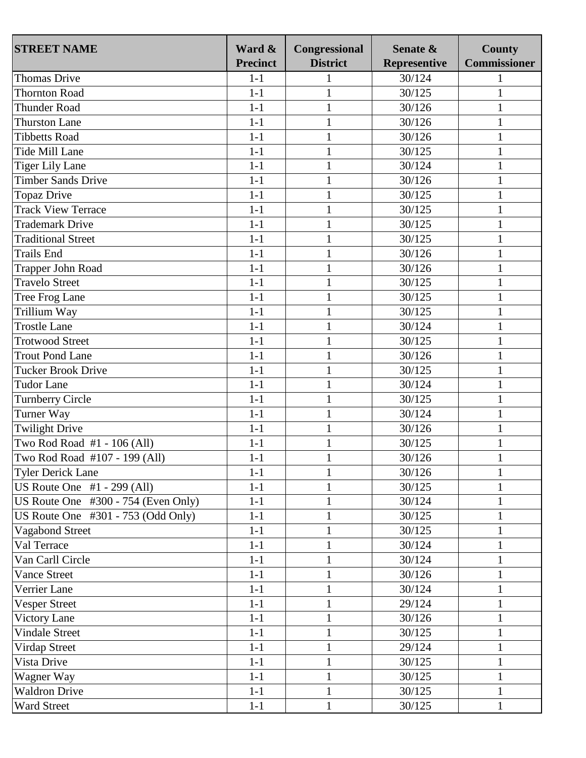| STREET NAME | Ward & Precinct | Congressional District | Senate & Representive | County Commissioner |
|---|---|---|---|---|
| Thomas Drive | 1-1 | 1 | 30/124 | 1 |
| Thornton Road | 1-1 | 1 | 30/125 | 1 |
| Thunder Road | 1-1 | 1 | 30/126 | 1 |
| Thurston Lane | 1-1 | 1 | 30/126 | 1 |
| Tibbetts Road | 1-1 | 1 | 30/126 | 1 |
| Tide Mill Lane | 1-1 | 1 | 30/125 | 1 |
| Tiger Lily Lane | 1-1 | 1 | 30/124 | 1 |
| Timber Sands Drive | 1-1 | 1 | 30/126 | 1 |
| Topaz Drive | 1-1 | 1 | 30/125 | 1 |
| Track View Terrace | 1-1 | 1 | 30/125 | 1 |
| Trademark Drive | 1-1 | 1 | 30/125 | 1 |
| Traditional Street | 1-1 | 1 | 30/125 | 1 |
| Trails End | 1-1 | 1 | 30/126 | 1 |
| Trapper John Road | 1-1 | 1 | 30/126 | 1 |
| Travelo Street | 1-1 | 1 | 30/125 | 1 |
| Tree Frog Lane | 1-1 | 1 | 30/125 | 1 |
| Trillium Way | 1-1 | 1 | 30/125 | 1 |
| Trostle Lane | 1-1 | 1 | 30/124 | 1 |
| Trotwood Street | 1-1 | 1 | 30/125 | 1 |
| Trout Pond Lane | 1-1 | 1 | 30/126 | 1 |
| Tucker Brook Drive | 1-1 | 1 | 30/125 | 1 |
| Tudor Lane | 1-1 | 1 | 30/124 | 1 |
| Turnberry Circle | 1-1 | 1 | 30/125 | 1 |
| Turner Way | 1-1 | 1 | 30/124 | 1 |
| Twilight Drive | 1-1 | 1 | 30/126 | 1 |
| Two Rod Road #1 - 106 (All) | 1-1 | 1 | 30/125 | 1 |
| Two Rod Road #107 - 199 (All) | 1-1 | 1 | 30/126 | 1 |
| Tyler Derick Lane | 1-1 | 1 | 30/126 | 1 |
| US Route One #1 - 299 (All) | 1-1 | 1 | 30/125 | 1 |
| US Route One #300 - 754 (Even Only) | 1-1 | 1 | 30/124 | 1 |
| US Route One #301 - 753 (Odd Only) | 1-1 | 1 | 30/125 | 1 |
| Vagabond Street | 1-1 | 1 | 30/125 | 1 |
| Val Terrace | 1-1 | 1 | 30/124 | 1 |
| Van Carll Circle | 1-1 | 1 | 30/124 | 1 |
| Vance Street | 1-1 | 1 | 30/126 | 1 |
| Verrier Lane | 1-1 | 1 | 30/124 | 1 |
| Vesper Street | 1-1 | 1 | 29/124 | 1 |
| Victory Lane | 1-1 | 1 | 30/126 | 1 |
| Vindale Street | 1-1 | 1 | 30/125 | 1 |
| Virdap Street | 1-1 | 1 | 29/124 | 1 |
| Vista Drive | 1-1 | 1 | 30/125 | 1 |
| Wagner Way | 1-1 | 1 | 30/125 | 1 |
| Waldron Drive | 1-1 | 1 | 30/125 | 1 |
| Ward Street | 1-1 | 1 | 30/125 | 1 |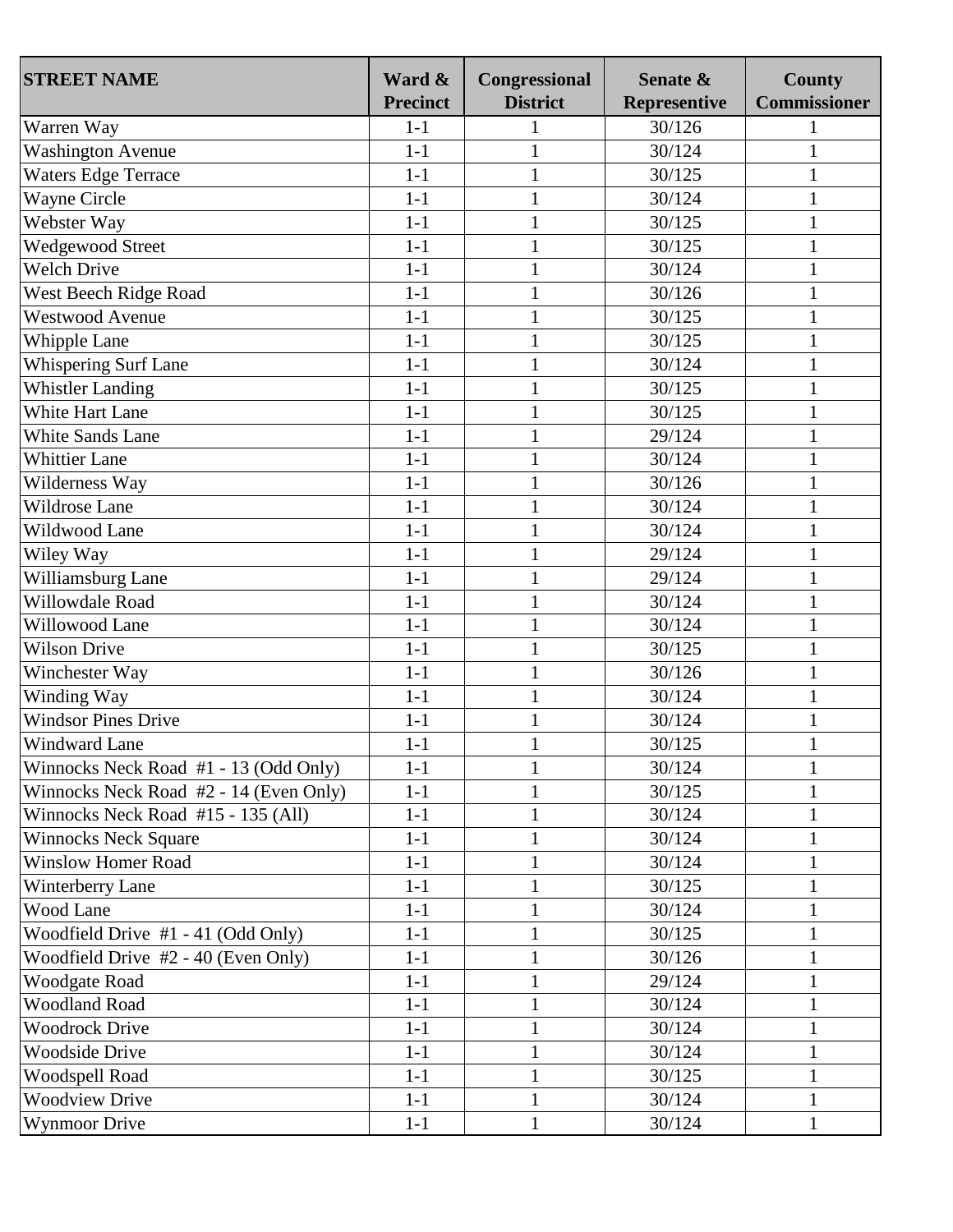| STREET NAME | Ward & Precinct | Congressional District | Senate & Representive | County Commissioner |
|---|---|---|---|---|
| Warren Way | 1-1 | 1 | 30/126 | 1 |
| Washington Avenue | 1-1 | 1 | 30/124 | 1 |
| Waters Edge Terrace | 1-1 | 1 | 30/125 | 1 |
| Wayne Circle | 1-1 | 1 | 30/124 | 1 |
| Webster Way | 1-1 | 1 | 30/125 | 1 |
| Wedgewood Street | 1-1 | 1 | 30/125 | 1 |
| Welch Drive | 1-1 | 1 | 30/124 | 1 |
| West Beech Ridge Road | 1-1 | 1 | 30/126 | 1 |
| Westwood Avenue | 1-1 | 1 | 30/125 | 1 |
| Whipple Lane | 1-1 | 1 | 30/125 | 1 |
| Whispering Surf Lane | 1-1 | 1 | 30/124 | 1 |
| Whistler Landing | 1-1 | 1 | 30/125 | 1 |
| White Hart Lane | 1-1 | 1 | 30/125 | 1 |
| White Sands Lane | 1-1 | 1 | 29/124 | 1 |
| Whittier Lane | 1-1 | 1 | 30/124 | 1 |
| Wilderness Way | 1-1 | 1 | 30/126 | 1 |
| Wildrose Lane | 1-1 | 1 | 30/124 | 1 |
| Wildwood Lane | 1-1 | 1 | 30/124 | 1 |
| Wiley Way | 1-1 | 1 | 29/124 | 1 |
| Williamsburg Lane | 1-1 | 1 | 29/124 | 1 |
| Willowdale Road | 1-1 | 1 | 30/124 | 1 |
| Willowood Lane | 1-1 | 1 | 30/124 | 1 |
| Wilson Drive | 1-1 | 1 | 30/125 | 1 |
| Winchester Way | 1-1 | 1 | 30/126 | 1 |
| Winding Way | 1-1 | 1 | 30/124 | 1 |
| Windsor Pines Drive | 1-1 | 1 | 30/124 | 1 |
| Windward Lane | 1-1 | 1 | 30/125 | 1 |
| Winnocks Neck Road #1 - 13 (Odd Only) | 1-1 | 1 | 30/124 | 1 |
| Winnocks Neck Road #2 - 14 (Even Only) | 1-1 | 1 | 30/125 | 1 |
| Winnocks Neck Road #15 - 135 (All) | 1-1 | 1 | 30/124 | 1 |
| Winnocks Neck Square | 1-1 | 1 | 30/124 | 1 |
| Winslow Homer Road | 1-1 | 1 | 30/124 | 1 |
| Winterberry Lane | 1-1 | 1 | 30/125 | 1 |
| Wood Lane | 1-1 | 1 | 30/124 | 1 |
| Woodfield Drive #1 - 41 (Odd Only) | 1-1 | 1 | 30/125 | 1 |
| Woodfield Drive #2 - 40 (Even Only) | 1-1 | 1 | 30/126 | 1 |
| Woodgate Road | 1-1 | 1 | 29/124 | 1 |
| Woodland Road | 1-1 | 1 | 30/124 | 1 |
| Woodrock Drive | 1-1 | 1 | 30/124 | 1 |
| Woodside Drive | 1-1 | 1 | 30/124 | 1 |
| Woodspell Road | 1-1 | 1 | 30/125 | 1 |
| Woodview Drive | 1-1 | 1 | 30/124 | 1 |
| Wynmoor Drive | 1-1 | 1 | 30/124 | 1 |